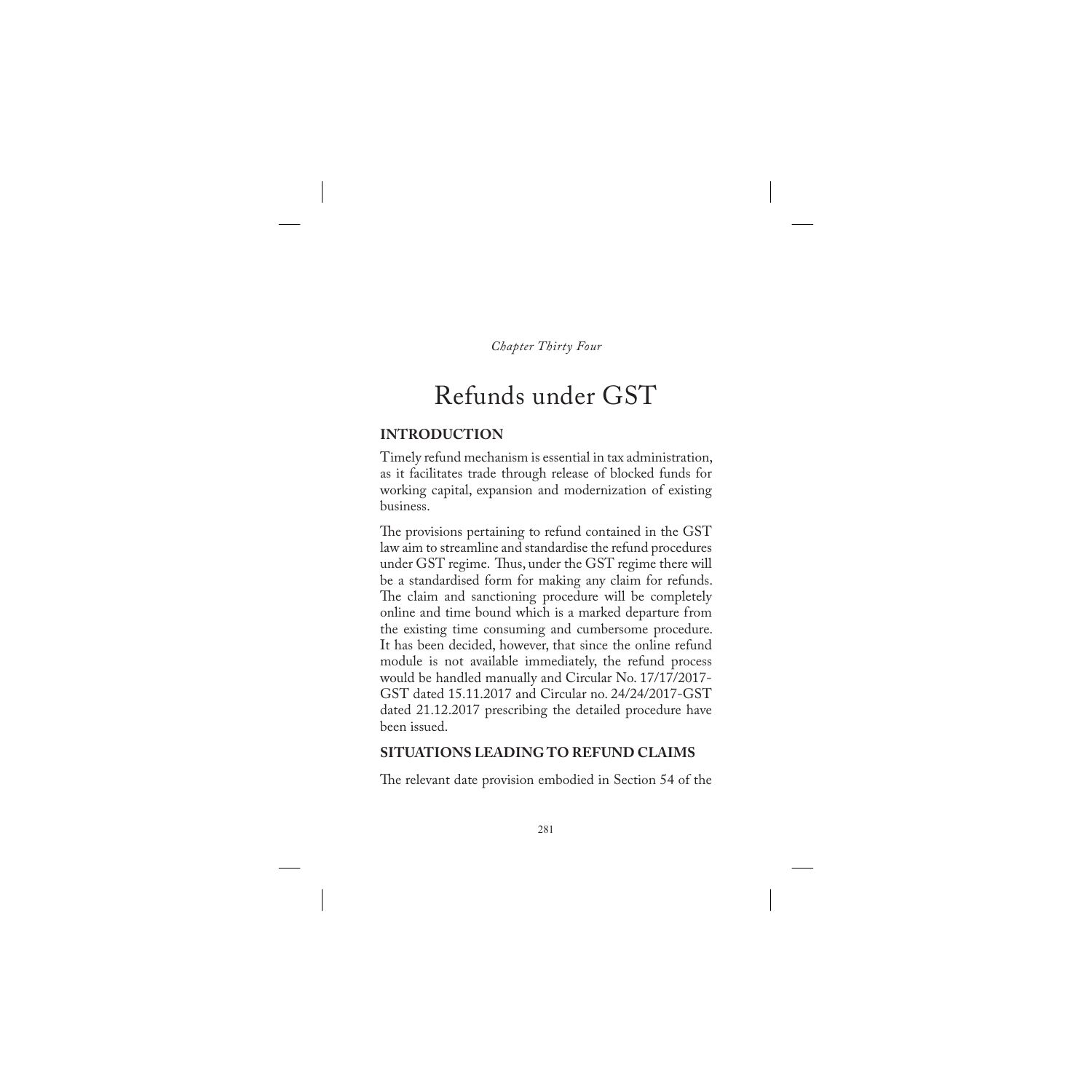*Chapter Thirty Four*

# Refunds under GST

## INTRODUCTION

Timely refund mechanism is essential in tax administration, as it facilitates trade through release of blocked funds for working capital, expansion and modernization of existing business.

The provisions pertaining to refund contained in the GST law aim to streamline and standardise the refund procedures under GST regime. Thus, under the GST regime there will be a standardised form for making any claim for refunds. The claim and sanctioning procedure will be completely online and time bound which is a marked departure from the existing time consuming and cumbersome procedure. It has been decided, however, that since the online refund module is not available immediately, the refund process would be handled manually and Circular No. 17/17/2017-GST dated 15.11.2017 and Circular no. 24/24/2017-GST dated 21.12.2017 prescribing the detailed procedure have been issued.

## SITUATIONS LEADING TO REFUND CLAIMS

The relevant date provision embodied in Section 54 of the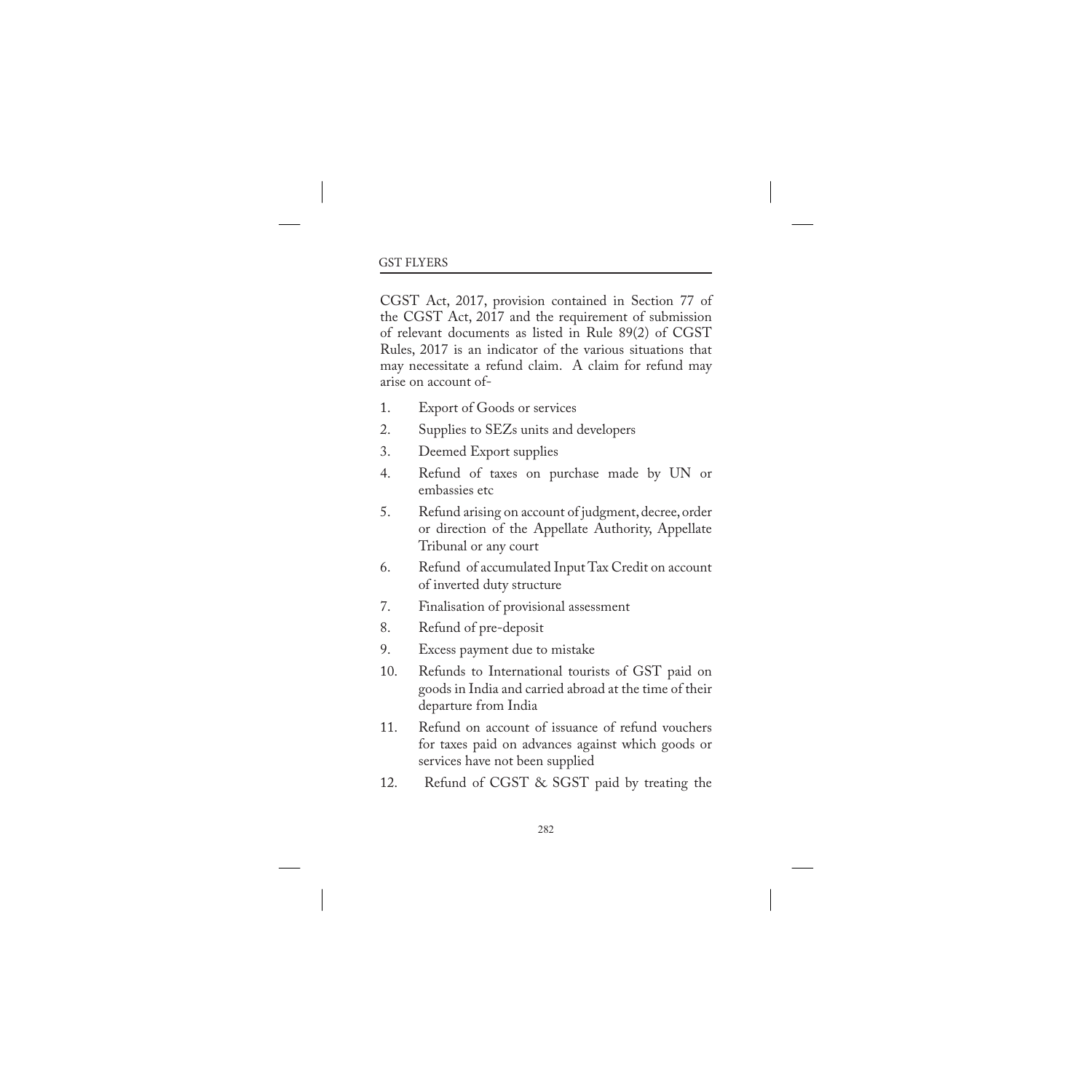CGST Act, 2017, provision contained in Section 77 of the CGST Act, 2017 and the requirement of submission of relevant documents as listed in Rule 89(2) of CGST Rules, 2017 is an indicator of the various situations that may necessitate a refund claim. A claim for refund may arise on account of-

1. Export of Goods or services
2. Supplies to SEZs units and developers
3. Deemed Export supplies
4. Refund of taxes on purchase made by UN or embassies etc
5. Refund arising on account of judgment, decree, order or direction of the Appellate Authority, Appellate Tribunal or any court
6. Refund of accumulated Input Tax Credit on account of inverted duty structure
7. Finalisation of provisional assessment
8. Refund of pre-deposit
9. Excess payment due to mistake
10. Refunds to International tourists of GST paid on goods in India and carried abroad at the time of their departure from India
11. Refund on account of issuance of refund vouchers for taxes paid on advances against which goods or services have not been supplied
12. Refund of CGST & SGST paid by treating the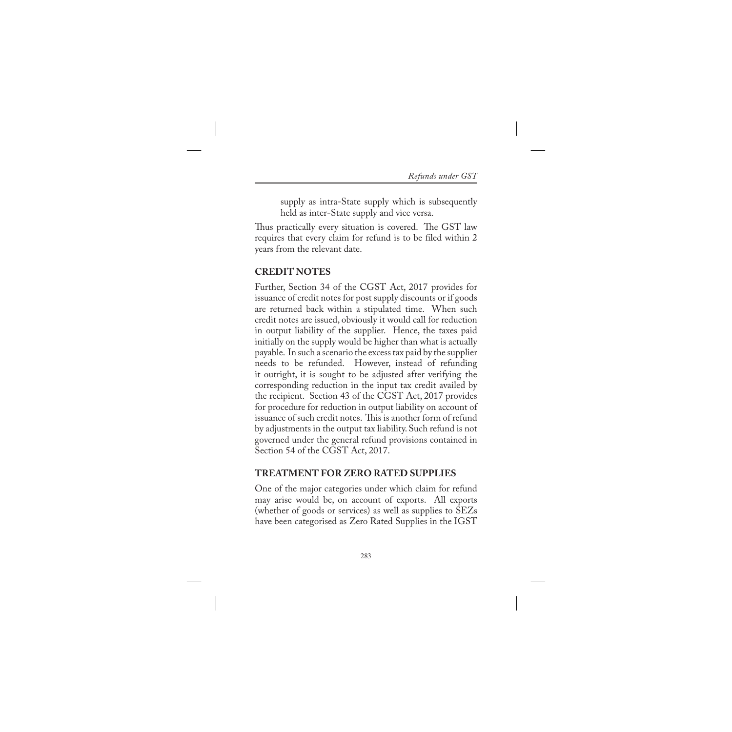supply as intra-State supply which is subsequently held as inter-State supply and vice versa.

Thus practically every situation is covered. The GST law requires that every claim for refund is to be filed within 2 years from the relevant date.

## CREDIT NOTES

Further, Section 34 of the CGST Act, 2017 provides for issuance of credit notes for post supply discounts or if goods are returned back within a stipulated time. When such credit notes are issued, obviously it would call for reduction in output liability of the supplier. Hence, the taxes paid initially on the supply would be higher than what is actually payable. In such a scenario the excess tax paid by the supplier needs to be refunded. However, instead of refunding it outright, it is sought to be adjusted after verifying the corresponding reduction in the input tax credit availed by the recipient. Section 43 of the CGST Act, 2017 provides for procedure for reduction in output liability on account of issuance of such credit notes. This is another form of refund by adjustments in the output tax liability. Such refund is not governed under the general refund provisions contained in Section 54 of the CGST Act, 2017.

## TREATMENT FOR ZERO RATED SUPPLIES

One of the major categories under which claim for refund may arise would be, on account of exports. All exports (whether of goods or services) as well as supplies to SEZs have been categorised as Zero Rated Supplies in the IGST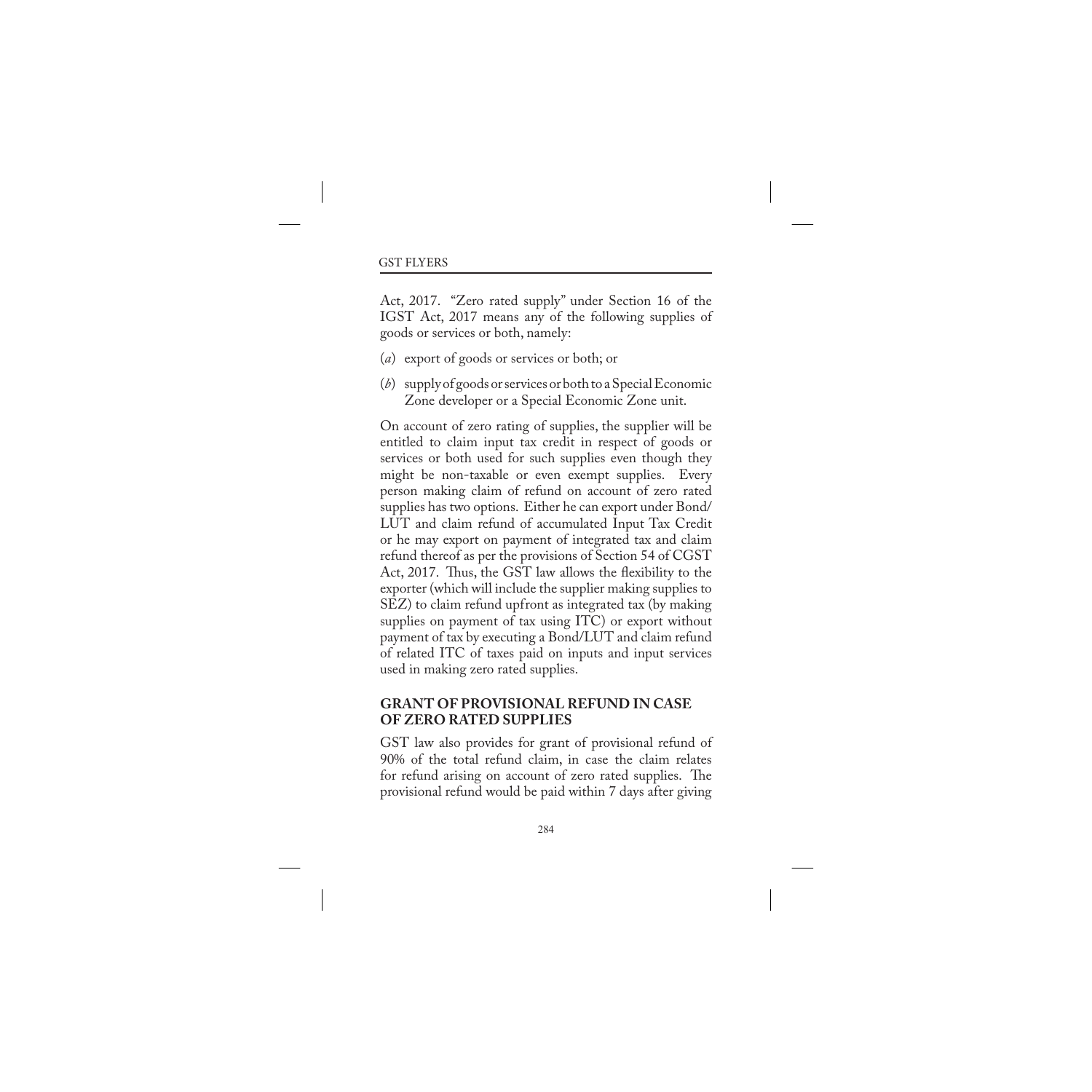Act, 2017. "Zero rated supply" under Section 16 of the IGST Act, 2017 means any of the following supplies of goods or services or both, namely:

(*a*) export of goods or services or both; or

(*b*) supply of goods or services or both to a Special Economic Zone developer or a Special Economic Zone unit.

On account of zero rating of supplies, the supplier will be entitled to claim input tax credit in respect of goods or services or both used for such supplies even though they might be non-taxable or even exempt supplies. Every person making claim of refund on account of zero rated supplies has two options. Either he can export under Bond/ LUT and claim refund of accumulated Input Tax Credit or he may export on payment of integrated tax and claim refund thereof as per the provisions of Section 54 of CGST Act, 2017. Thus, the GST law allows the flexibility to the exporter (which will include the supplier making supplies to SEZ) to claim refund upfront as integrated tax (by making supplies on payment of tax using ITC) or export without payment of tax by executing a Bond/LUT and claim refund of related ITC of taxes paid on inputs and input services used in making zero rated supplies.

## GRANT OF PROVISIONAL REFUND IN CASE OF ZERO RATED SUPPLIES

GST law also provides for grant of provisional refund of 90% of the total refund claim, in case the claim relates for refund arising on account of zero rated supplies. The provisional refund would be paid within 7 days after giving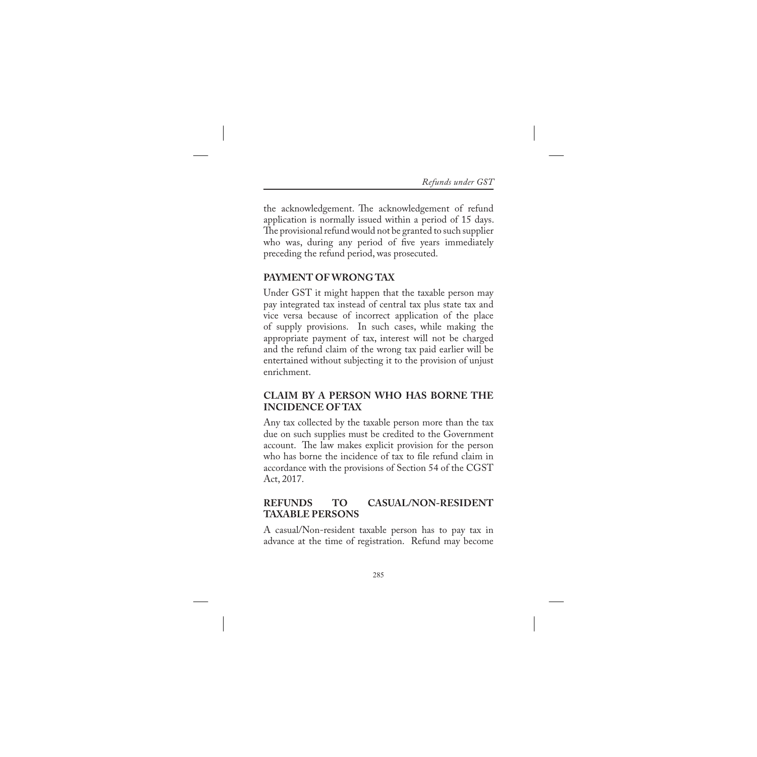the acknowledgement. The acknowledgement of refund application is normally issued within a period of 15 days. The provisional refund would not be granted to such supplier who was, during any period of five years immediately preceding the refund period, was prosecuted.

## PAYMENT OF WRONG TAX

Under GST it might happen that the taxable person may pay integrated tax instead of central tax plus state tax and vice versa because of incorrect application of the place of supply provisions. In such cases, while making the appropriate payment of tax, interest will not be charged and the refund claim of the wrong tax paid earlier will be entertained without subjecting it to the provision of unjust enrichment.

## CLAIM BY A PERSON WHO HAS BORNE THE INCIDENCE OF TAX

Any tax collected by the taxable person more than the tax due on such supplies must be credited to the Government account. The law makes explicit provision for the person who has borne the incidence of tax to file refund claim in accordance with the provisions of Section 54 of the CGST Act, 2017.

## REFUNDS TO CASUAL/NON-RESIDENT TAXABLE PERSONS

A casual/Non-resident taxable person has to pay tax in advance at the time of registration. Refund may become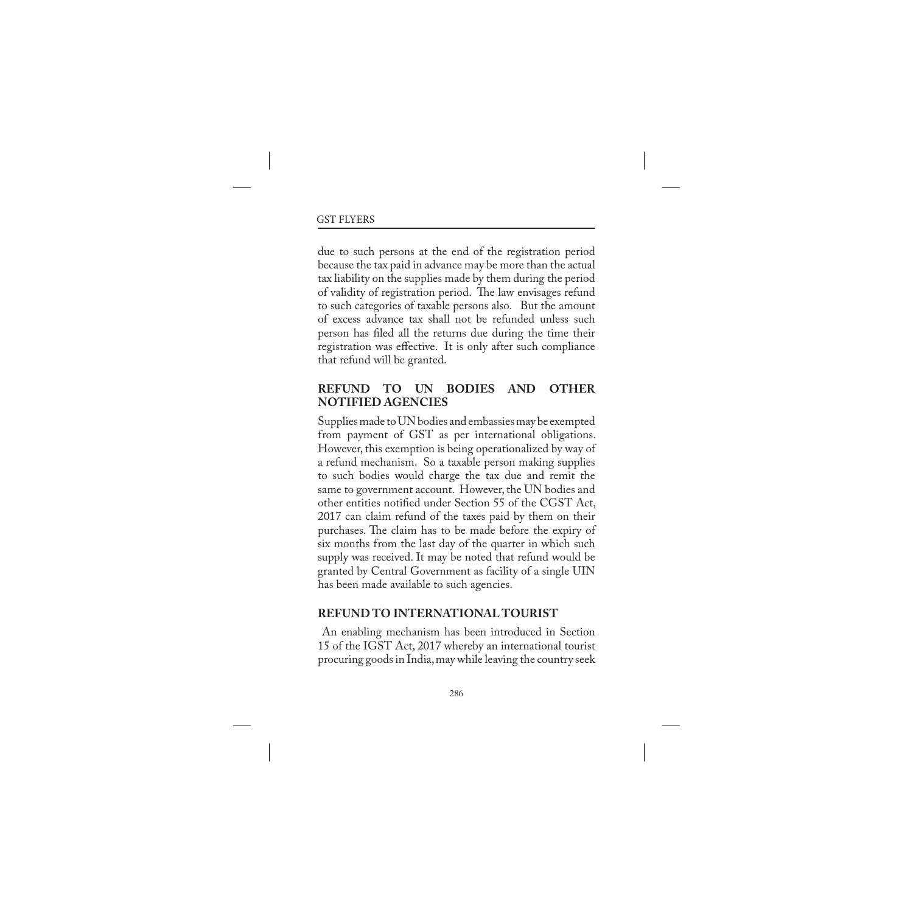due to such persons at the end of the registration period because the tax paid in advance may be more than the actual tax liability on the supplies made by them during the period of validity of registration period. The law envisages refund to such categories of taxable persons also. But the amount of excess advance tax shall not be refunded unless such person has filed all the returns due during the time their registration was effective. It is only after such compliance that refund will be granted.

## REFUND TO UN BODIES AND OTHER NOTIFIED AGENCIES

Supplies made to UN bodies and embassies may be exempted from payment of GST as per international obligations. However, this exemption is being operationalized by way of a refund mechanism. So a taxable person making supplies to such bodies would charge the tax due and remit the same to government account. However, the UN bodies and other entities notified under Section 55 of the CGST Act, 2017 can claim refund of the taxes paid by them on their purchases. The claim has to be made before the expiry of six months from the last day of the quarter in which such supply was received. It may be noted that refund would be granted by Central Government as facility of a single UIN has been made available to such agencies.

## REFUND TO INTERNATIONAL TOURIST

An enabling mechanism has been introduced in Section 15 of the IGST Act, 2017 whereby an international tourist procuring goods in India, may while leaving the country seek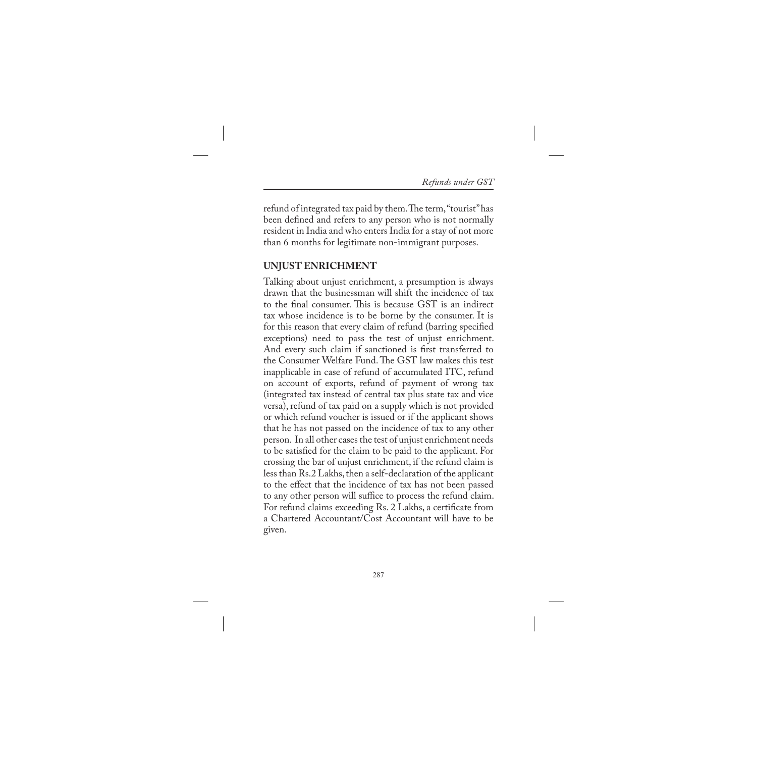refund of integrated tax paid by them. The term, "tourist" has been defined and refers to any person who is not normally resident in India and who enters India for a stay of not more than 6 months for legitimate non-immigrant purposes.

## UNJUST ENRICHMENT

Talking about unjust enrichment, a presumption is always drawn that the businessman will shift the incidence of tax to the final consumer. This is because GST is an indirect tax whose incidence is to be borne by the consumer. It is for this reason that every claim of refund (barring specified exceptions) need to pass the test of unjust enrichment. And every such claim if sanctioned is first transferred to the Consumer Welfare Fund. The GST law makes this test inapplicable in case of refund of accumulated ITC, refund on account of exports, refund of payment of wrong tax (integrated tax instead of central tax plus state tax and vice versa), refund of tax paid on a supply which is not provided or which refund voucher is issued or if the applicant shows that he has not passed on the incidence of tax to any other person. In all other cases the test of unjust enrichment needs to be satisfied for the claim to be paid to the applicant. For crossing the bar of unjust enrichment, if the refund claim is less than Rs.2 Lakhs, then a self-declaration of the applicant to the effect that the incidence of tax has not been passed to any other person will suffice to process the refund claim. For refund claims exceeding Rs. 2 Lakhs, a certificate from a Chartered Accountant/Cost Accountant will have to be given.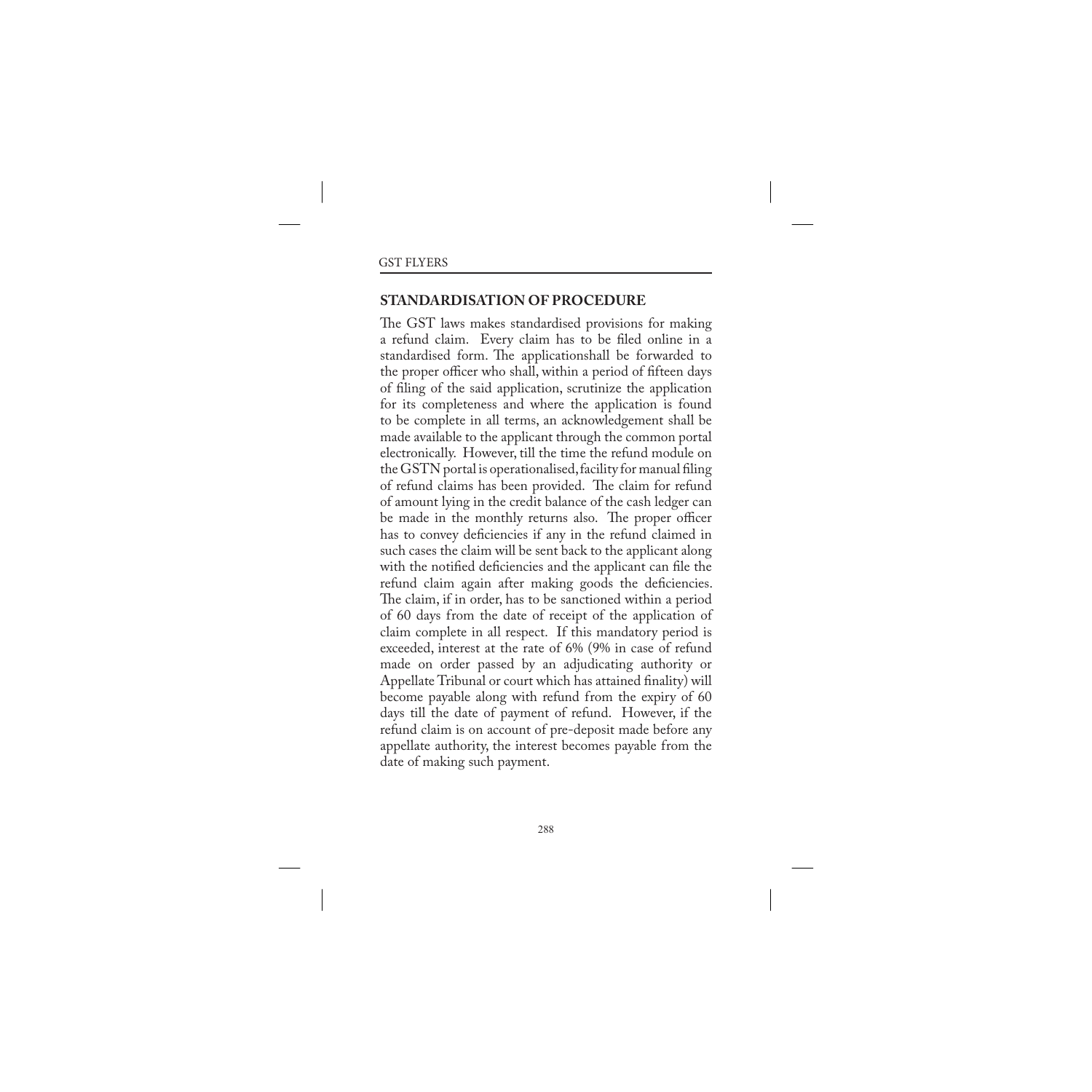## STANDARDISATION OF PROCEDURE

The GST laws makes standardised provisions for making a refund claim. Every claim has to be filed online in a standardised form. The applicationshall be forwarded to the proper officer who shall, within a period of fifteen days of filing of the said application, scrutinize the application for its completeness and where the application is found to be complete in all terms, an acknowledgement shall be made available to the applicant through the common portal electronically. However, till the time the refund module on the GSTN portal is operationalised, facility for manual filing of refund claims has been provided. The claim for refund of amount lying in the credit balance of the cash ledger can be made in the monthly returns also. The proper officer has to convey deficiencies if any in the refund claimed in such cases the claim will be sent back to the applicant along with the notified deficiencies and the applicant can file the refund claim again after making goods the deficiencies. The claim, if in order, has to be sanctioned within a period of 60 days from the date of receipt of the application of claim complete in all respect. If this mandatory period is exceeded, interest at the rate of 6% (9% in case of refund made on order passed by an adjudicating authority or Appellate Tribunal or court which has attained finality) will become payable along with refund from the expiry of 60 days till the date of payment of refund. However, if the refund claim is on account of pre-deposit made before any appellate authority, the interest becomes payable from the date of making such payment.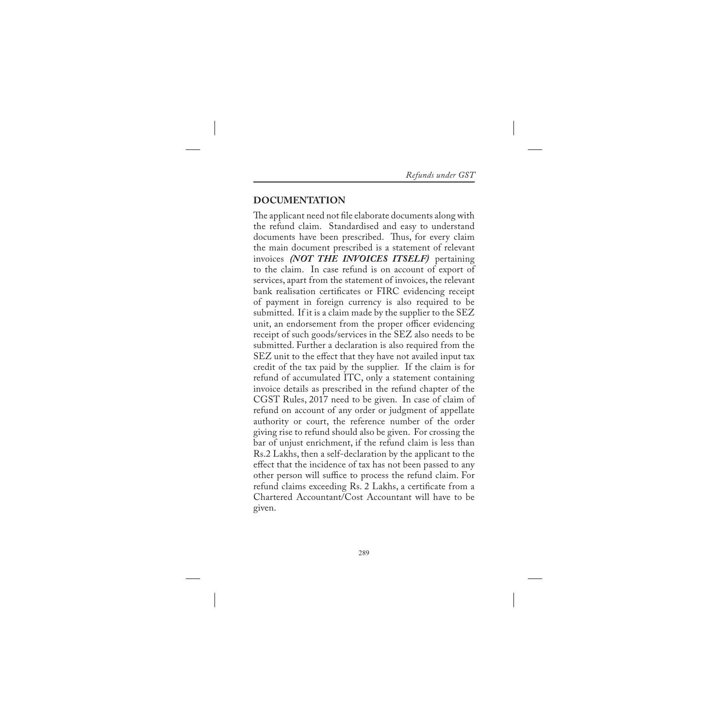## DOCUMENTATION

The applicant need not file elaborate documents along with the refund claim. Standardised and easy to understand documents have been prescribed. Thus, for every claim the main document prescribed is a statement of relevant invoices ***(NOT THE INVOICES ITSELF)*** pertaining to the claim. In case refund is on account of export of services, apart from the statement of invoices, the relevant bank realisation certificates or FIRC evidencing receipt of payment in foreign currency is also required to be submitted. If it is a claim made by the supplier to the SEZ unit, an endorsement from the proper officer evidencing receipt of such goods/services in the SEZ also needs to be submitted. Further a declaration is also required from the SEZ unit to the effect that they have not availed input tax credit of the tax paid by the supplier. If the claim is for refund of accumulated ITC, only a statement containing invoice details as prescribed in the refund chapter of the CGST Rules, 2017 need to be given. In case of claim of refund on account of any order or judgment of appellate authority or court, the reference number of the order giving rise to refund should also be given. For crossing the bar of unjust enrichment, if the refund claim is less than Rs.2 Lakhs, then a self-declaration by the applicant to the effect that the incidence of tax has not been passed to any other person will suffice to process the refund claim. For refund claims exceeding Rs. 2 Lakhs, a certificate from a Chartered Accountant/Cost Accountant will have to be given.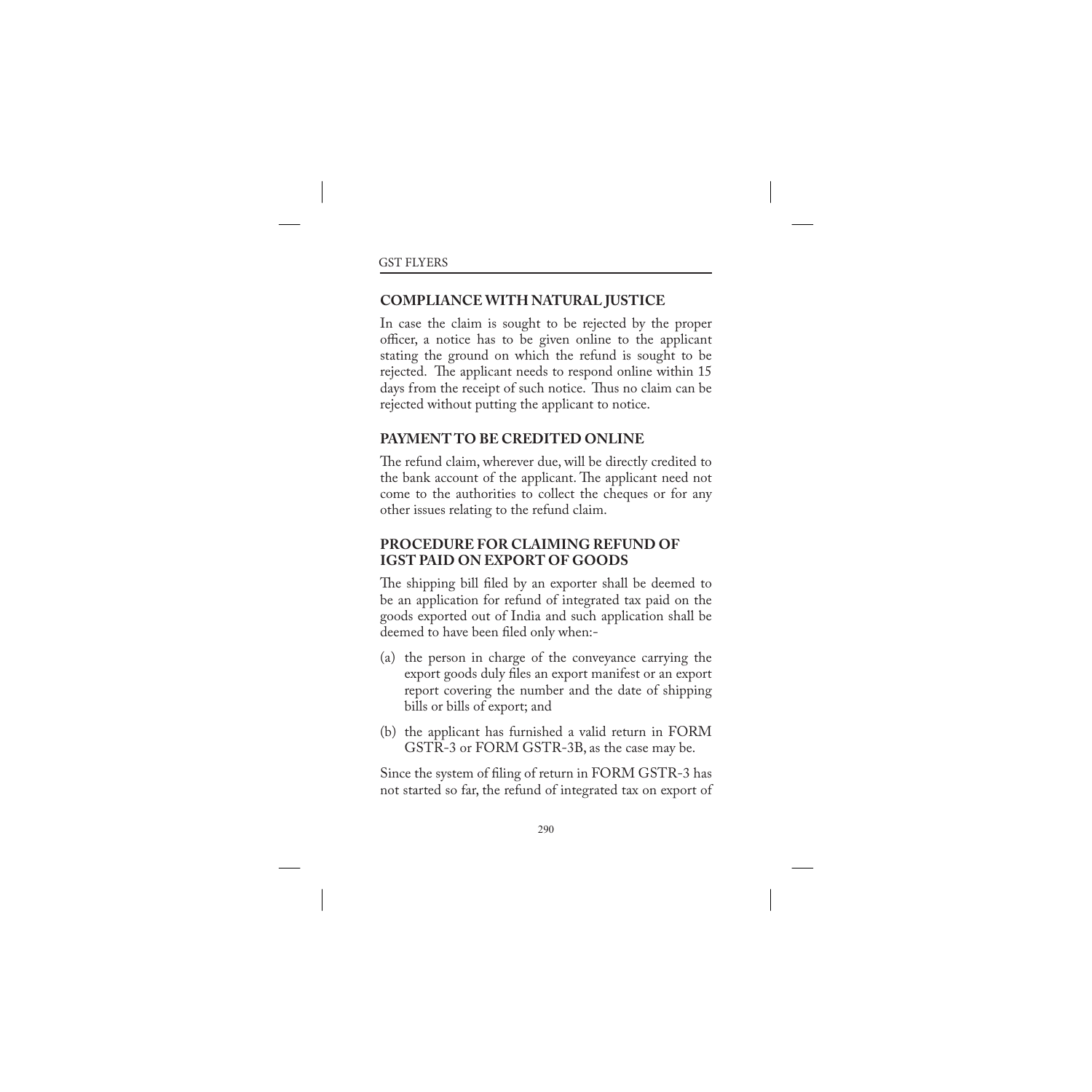## COMPLIANCE WITH NATURAL JUSTICE

In case the claim is sought to be rejected by the proper officer, a notice has to be given online to the applicant stating the ground on which the refund is sought to be rejected. The applicant needs to respond online within 15 days from the receipt of such notice. Thus no claim can be rejected without putting the applicant to notice.

## PAYMENT TO BE CREDITED ONLINE

The refund claim, wherever due, will be directly credited to the bank account of the applicant. The applicant need not come to the authorities to collect the cheques or for any other issues relating to the refund claim.

## PROCEDURE FOR CLAIMING REFUND OF IGST PAID ON EXPORT OF GOODS

The shipping bill filed by an exporter shall be deemed to be an application for refund of integrated tax paid on the goods exported out of India and such application shall be deemed to have been filed only when:-

(a) the person in charge of the conveyance carrying the export goods duly files an export manifest or an export report covering the number and the date of shipping bills or bills of export; and

(b) the applicant has furnished a valid return in FORM GSTR-3 or FORM GSTR-3B, as the case may be.

Since the system of filing of return in FORM GSTR-3 has not started so far, the refund of integrated tax on export of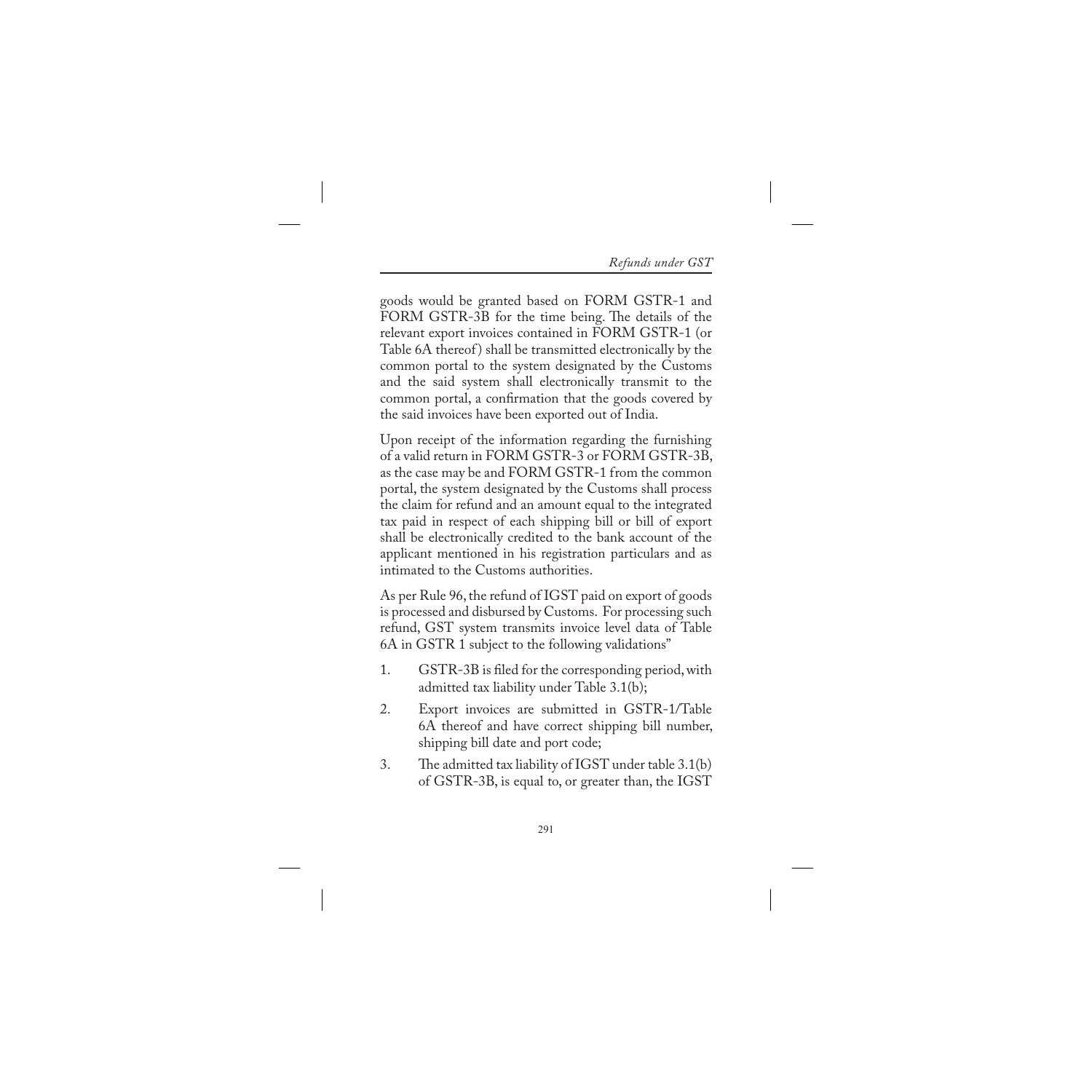goods would be granted based on FORM GSTR-1 and FORM GSTR-3B for the time being. The details of the relevant export invoices contained in FORM GSTR-1 (or Table 6A thereof) shall be transmitted electronically by the common portal to the system designated by the Customs and the said system shall electronically transmit to the common portal, a confirmation that the goods covered by the said invoices have been exported out of India.

Upon receipt of the information regarding the furnishing of a valid return in FORM GSTR-3 or FORM GSTR-3B, as the case may be and FORM GSTR-1 from the common portal, the system designated by the Customs shall process the claim for refund and an amount equal to the integrated tax paid in respect of each shipping bill or bill of export shall be electronically credited to the bank account of the applicant mentioned in his registration particulars and as intimated to the Customs authorities.

As per Rule 96, the refund of IGST paid on export of goods is processed and disbursed by Customs. For processing such refund, GST system transmits invoice level data of Table 6A in GSTR 1 subject to the following validations"

1. GSTR-3B is filed for the corresponding period, with admitted tax liability under Table 3.1(b);
2. Export invoices are submitted in GSTR-1/Table 6A thereof and have correct shipping bill number, shipping bill date and port code;
3. The admitted tax liability of IGST under table 3.1(b) of GSTR-3B, is equal to, or greater than, the IGST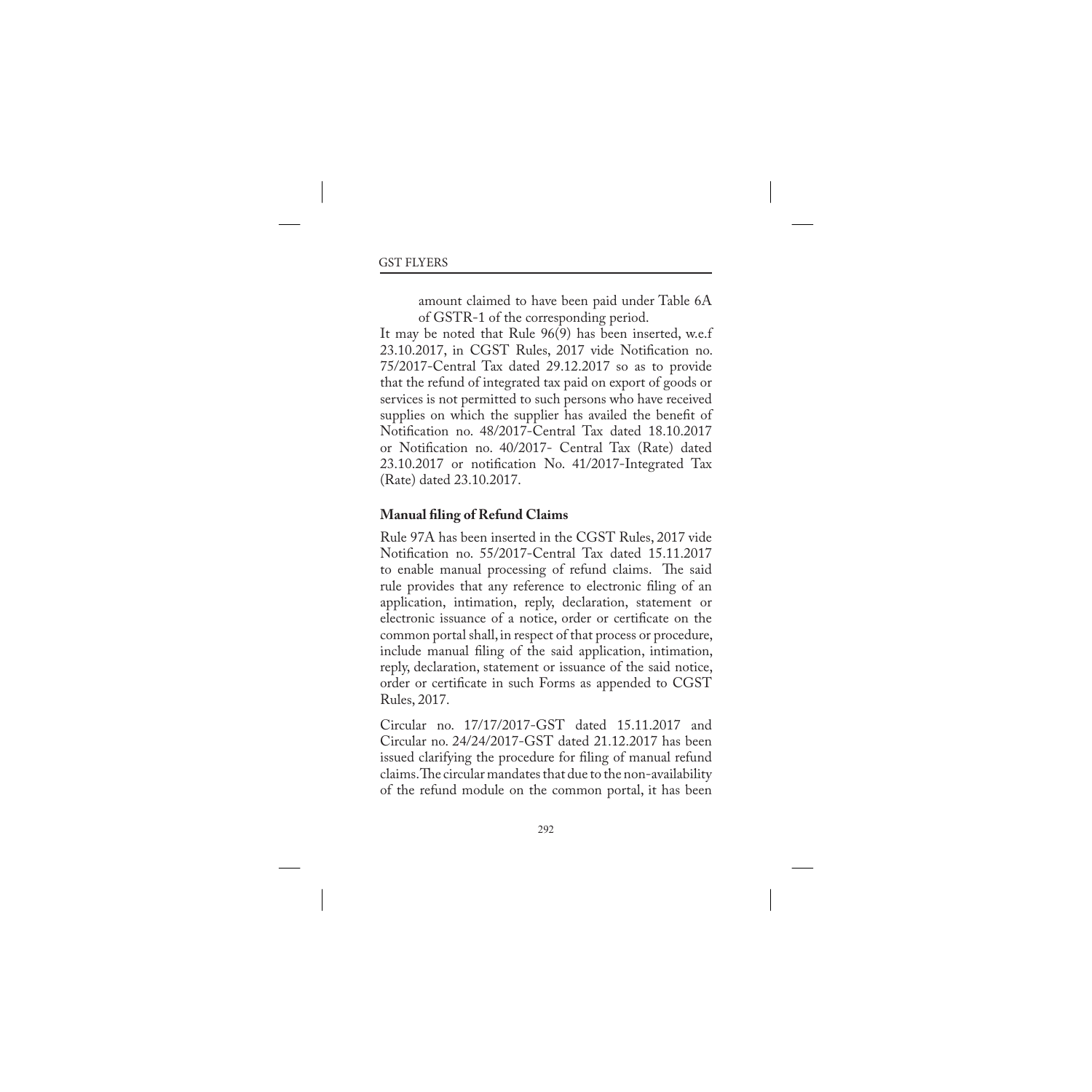amount claimed to have been paid under Table 6A of GSTR-1 of the corresponding period.

It may be noted that Rule 96(9) has been inserted, w.e.f 23.10.2017, in CGST Rules, 2017 vide Notification no. 75/2017-Central Tax dated 29.12.2017 so as to provide that the refund of integrated tax paid on export of goods or services is not permitted to such persons who have received supplies on which the supplier has availed the benefit of Notification no. 48/2017-Central Tax dated 18.10.2017 or Notification no. 40/2017- Central Tax (Rate) dated 23.10.2017 or notification No. 41/2017-Integrated Tax (Rate) dated 23.10.2017.

**Manual filing of Refund Claims**

Rule 97A has been inserted in the CGST Rules, 2017 vide Notification no. 55/2017-Central Tax dated 15.11.2017 to enable manual processing of refund claims. The said rule provides that any reference to electronic filing of an application, intimation, reply, declaration, statement or electronic issuance of a notice, order or certificate on the common portal shall, in respect of that process or procedure, include manual filing of the said application, intimation, reply, declaration, statement or issuance of the said notice, order or certificate in such Forms as appended to CGST Rules, 2017.

Circular no. 17/17/2017-GST dated 15.11.2017 and Circular no. 24/24/2017-GST dated 21.12.2017 has been issued clarifying the procedure for filing of manual refund claims. The circular mandates that due to the non-availability of the refund module on the common portal, it has been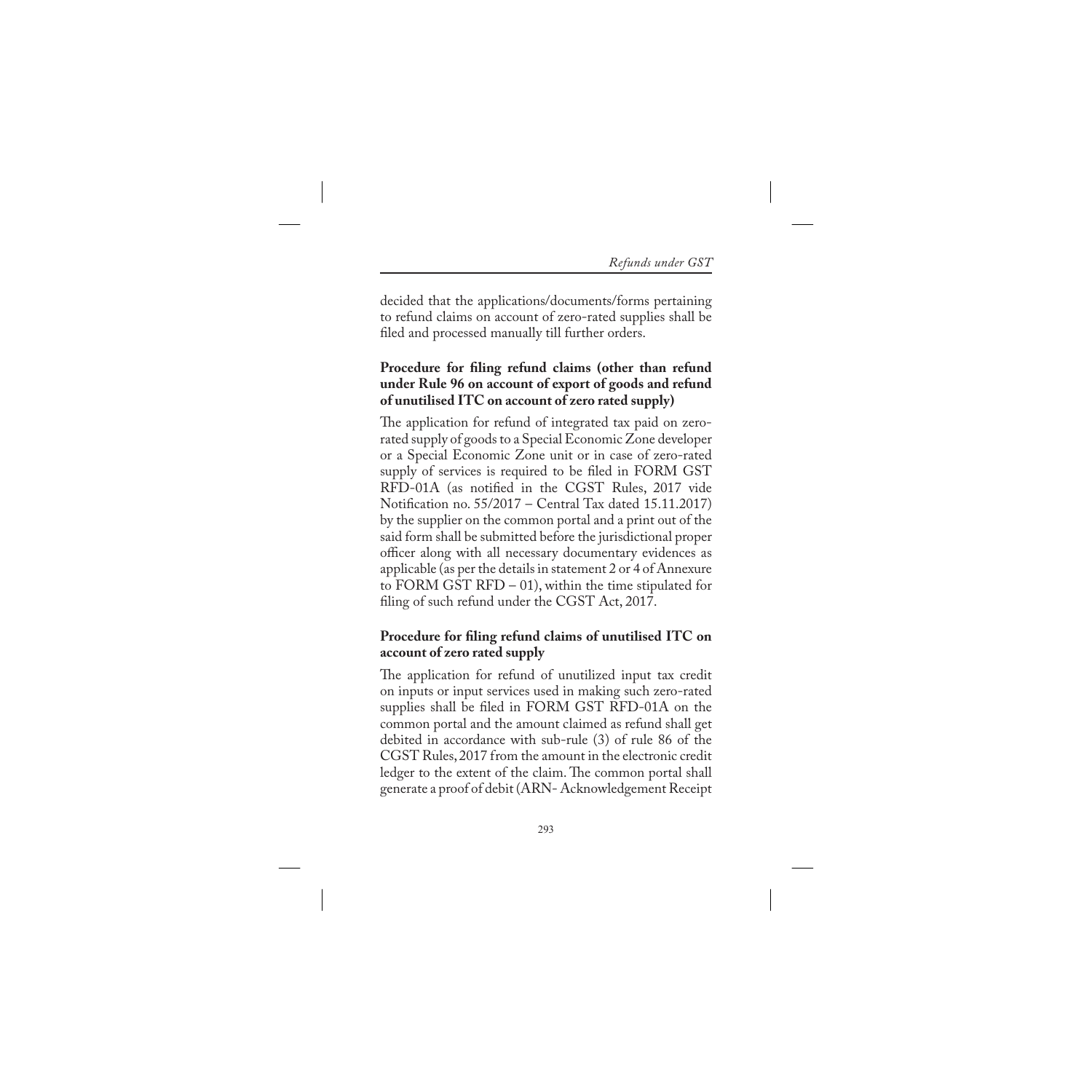decided that the applications/documents/forms pertaining to refund claims on account of zero-rated supplies shall be filed and processed manually till further orders.

**Procedure for filing refund claims (other than refund under Rule 96 on account of export of goods and refund of unutilised ITC on account of zero rated supply)**

The application for refund of integrated tax paid on zero-rated supply of goods to a Special Economic Zone developer or a Special Economic Zone unit or in case of zero-rated supply of services is required to be filed in FORM GST RFD-01A (as notified in the CGST Rules, 2017 vide Notification no. 55/2017 – Central Tax dated 15.11.2017) by the supplier on the common portal and a print out of the said form shall be submitted before the jurisdictional proper officer along with all necessary documentary evidences as applicable (as per the details in statement 2 or 4 of Annexure to FORM GST RFD – 01), within the time stipulated for filing of such refund under the CGST Act, 2017.

**Procedure for filing refund claims of unutilised ITC on account of zero rated supply**

The application for refund of unutilized input tax credit on inputs or input services used in making such zero-rated supplies shall be filed in FORM GST RFD-01A on the common portal and the amount claimed as refund shall get debited in accordance with sub-rule (3) of rule 86 of the CGST Rules, 2017 from the amount in the electronic credit ledger to the extent of the claim. The common portal shall generate a proof of debit (ARN- Acknowledgement Receipt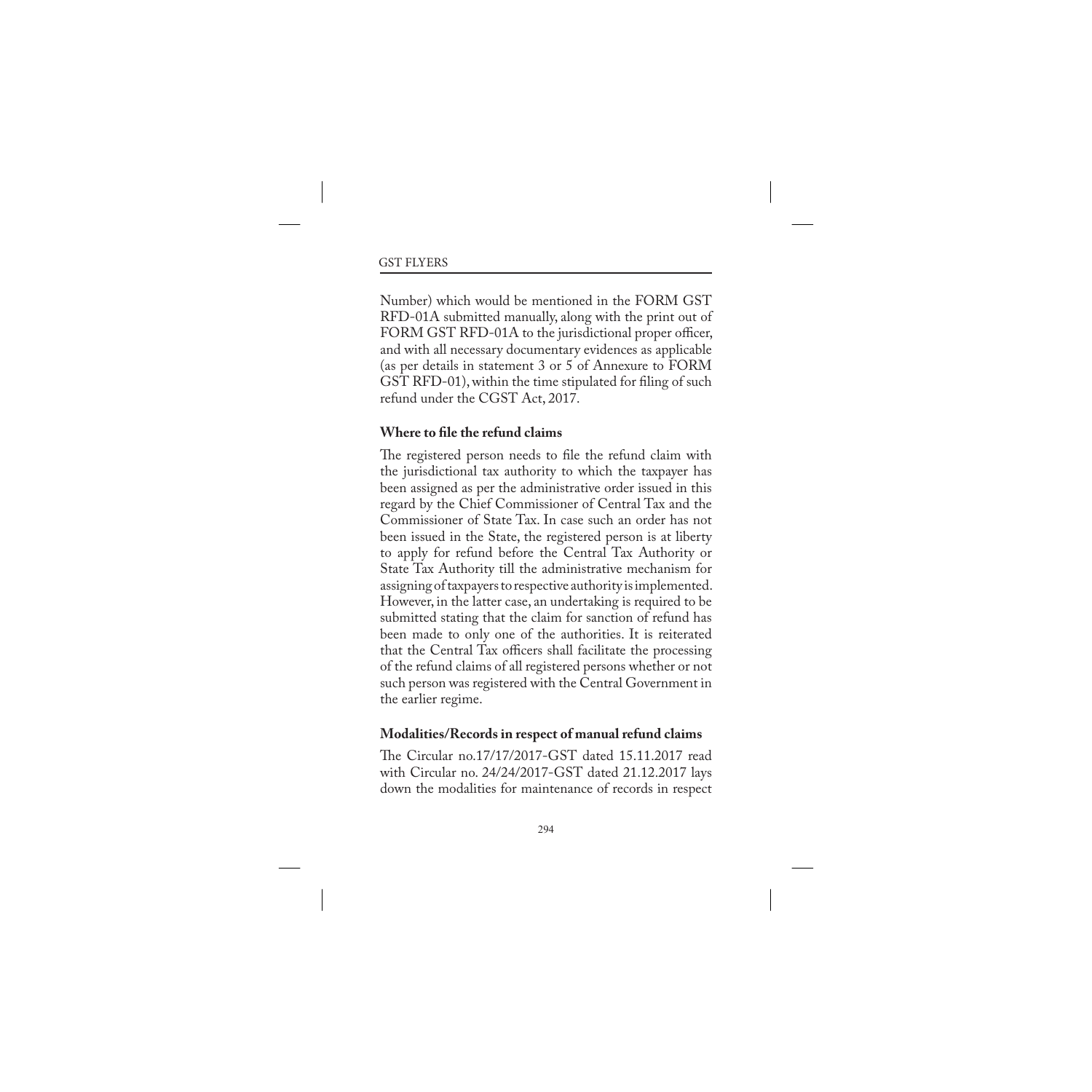Number) which would be mentioned in the FORM GST RFD-01A submitted manually, along with the print out of FORM GST RFD-01A to the jurisdictional proper officer, and with all necessary documentary evidences as applicable (as per details in statement 3 or 5 of Annexure to FORM GST RFD-01), within the time stipulated for filing of such refund under the CGST Act, 2017.

**Where to file the refund claims**

The registered person needs to file the refund claim with the jurisdictional tax authority to which the taxpayer has been assigned as per the administrative order issued in this regard by the Chief Commissioner of Central Tax and the Commissioner of State Tax. In case such an order has not been issued in the State, the registered person is at liberty to apply for refund before the Central Tax Authority or State Tax Authority till the administrative mechanism for assigning of taxpayers to respective authority is implemented. However, in the latter case, an undertaking is required to be submitted stating that the claim for sanction of refund has been made to only one of the authorities. It is reiterated that the Central Tax officers shall facilitate the processing of the refund claims of all registered persons whether or not such person was registered with the Central Government in the earlier regime.

**Modalities/Records in respect of manual refund claims**

The Circular no.17/17/2017-GST dated 15.11.2017 read with Circular no. 24/24/2017-GST dated 21.12.2017 lays down the modalities for maintenance of records in respect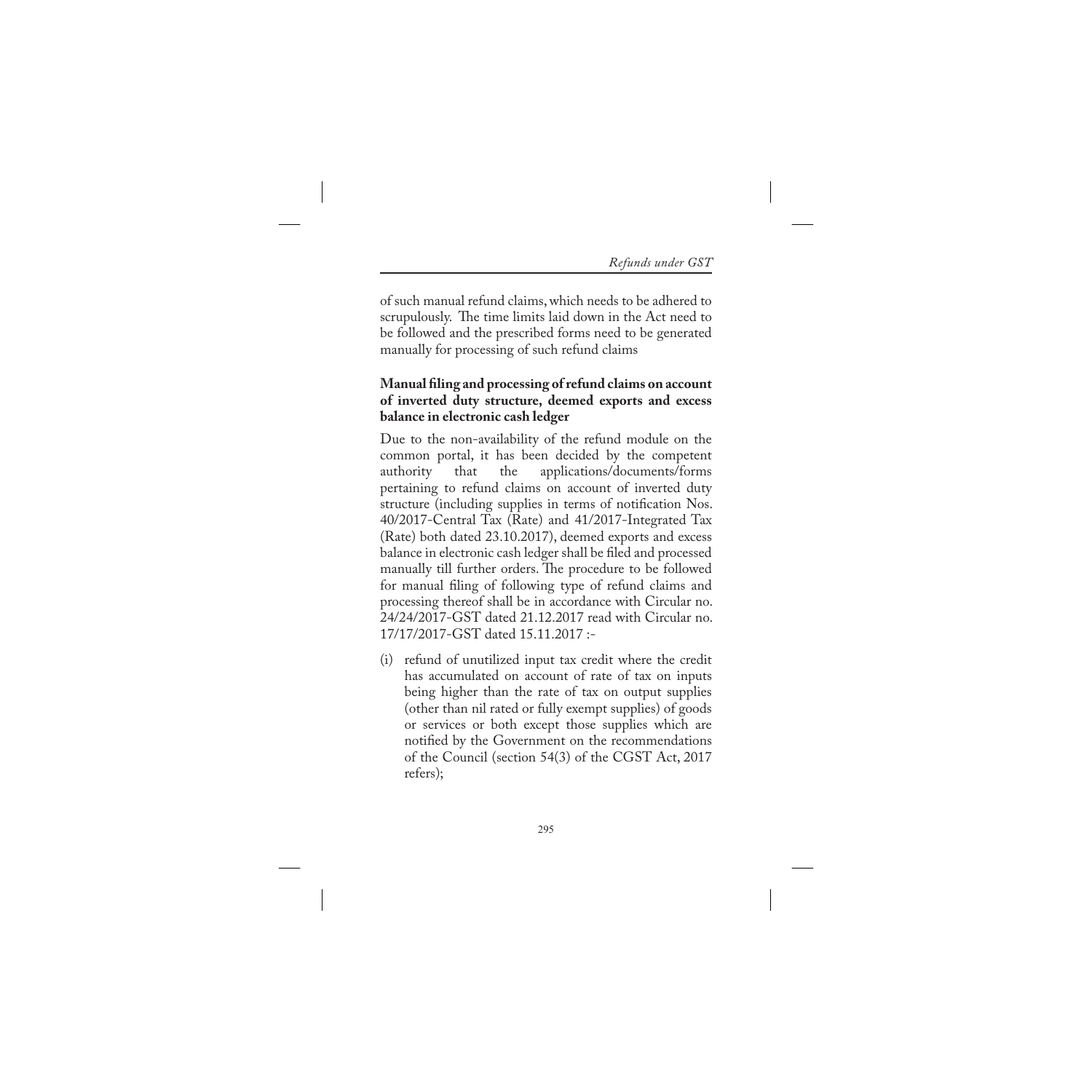of such manual refund claims, which needs to be adhered to scrupulously. The time limits laid down in the Act need to be followed and the prescribed forms need to be generated manually for processing of such refund claims

**Manual filing and processing of refund claims on account of inverted duty structure, deemed exports and excess balance in electronic cash ledger**

Due to the non-availability of the refund module on the common portal, it has been decided by the competent authority that the applications/documents/forms pertaining to refund claims on account of inverted duty structure (including supplies in terms of notification Nos. 40/2017-Central Tax (Rate) and 41/2017-Integrated Tax (Rate) both dated 23.10.2017), deemed exports and excess balance in electronic cash ledger shall be filed and processed manually till further orders. The procedure to be followed for manual filing of following type of refund claims and processing thereof shall be in accordance with Circular no. 24/24/2017-GST dated 21.12.2017 read with Circular no. 17/17/2017-GST dated 15.11.2017 :-

(i) refund of unutilized input tax credit where the credit has accumulated on account of rate of tax on inputs being higher than the rate of tax on output supplies (other than nil rated or fully exempt supplies) of goods or services or both except those supplies which are notified by the Government on the recommendations of the Council (section 54(3) of the CGST Act, 2017 refers);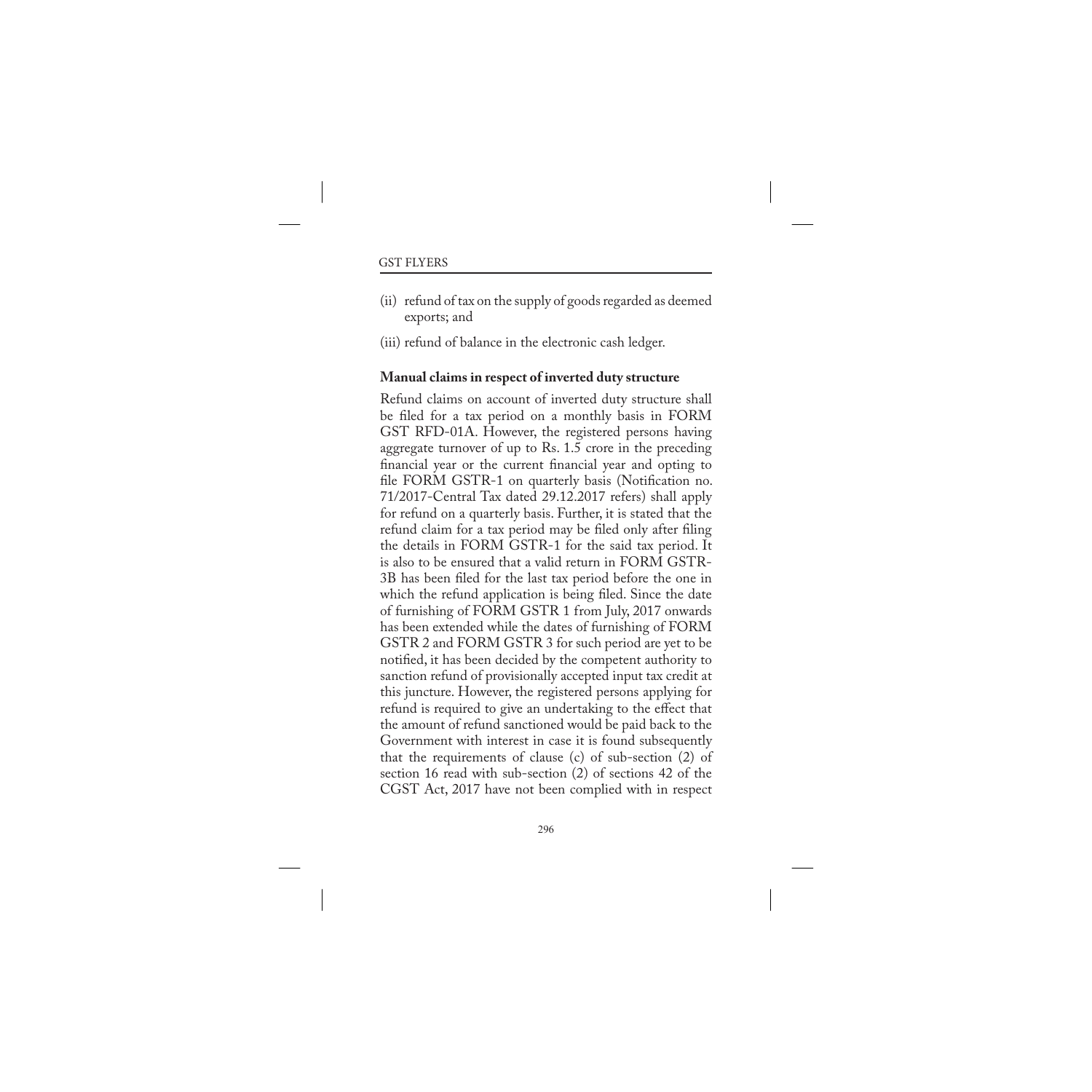(ii) refund of tax on the supply of goods regarded as deemed exports; and

(iii) refund of balance in the electronic cash ledger.

**Manual claims in respect of inverted duty structure**

Refund claims on account of inverted duty structure shall be filed for a tax period on a monthly basis in FORM GST RFD-01A. However, the registered persons having aggregate turnover of up to Rs. 1.5 crore in the preceding financial year or the current financial year and opting to file FORM GSTR-1 on quarterly basis (Notification no. 71/2017-Central Tax dated 29.12.2017 refers) shall apply for refund on a quarterly basis. Further, it is stated that the refund claim for a tax period may be filed only after filing the details in FORM GSTR-1 for the said tax period. It is also to be ensured that a valid return in FORM GSTR-3B has been filed for the last tax period before the one in which the refund application is being filed. Since the date of furnishing of FORM GSTR 1 from July, 2017 onwards has been extended while the dates of furnishing of FORM GSTR 2 and FORM GSTR 3 for such period are yet to be notified, it has been decided by the competent authority to sanction refund of provisionally accepted input tax credit at this juncture. However, the registered persons applying for refund is required to give an undertaking to the effect that the amount of refund sanctioned would be paid back to the Government with interest in case it is found subsequently that the requirements of clause (c) of sub-section (2) of section 16 read with sub-section (2) of sections 42 of the CGST Act, 2017 have not been complied with in respect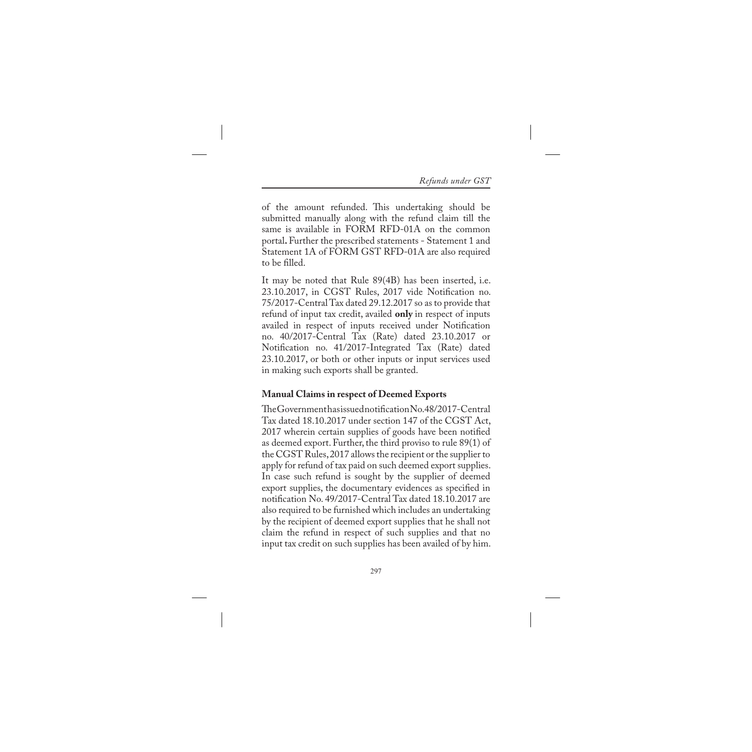of the amount refunded. This undertaking should be submitted manually along with the refund claim till the same is available in FORM RFD-01A on the common portal**.** Further the prescribed statements - Statement 1 and Statement 1A of FORM GST RFD-01A are also required to be filled.

It may be noted that Rule 89(4B) has been inserted, i.e. 23.10.2017, in CGST Rules, 2017 vide Notification no. 75/2017-Central Tax dated 29.12.2017 so as to provide that refund of input tax credit, availed **only** in respect of inputs availed in respect of inputs received under Notification no. 40/2017-Central Tax (Rate) dated 23.10.2017 or Notification no. 41/2017-Integrated Tax (Rate) dated 23.10.2017, or both or other inputs or input services used in making such exports shall be granted.

### Manual Claims in respect of Deemed Exports

The Government has issued notification No.48/2017-Central Tax dated 18.10.2017 under section 147 of the CGST Act, 2017 wherein certain supplies of goods have been notified as deemed export. Further, the third proviso to rule 89(1) of the CGST Rules, 2017 allows the recipient or the supplier to apply for refund of tax paid on such deemed export supplies. In case such refund is sought by the supplier of deemed export supplies, the documentary evidences as specified in notification No. 49/2017-Central Tax dated 18.10.2017 are also required to be furnished which includes an undertaking by the recipient of deemed export supplies that he shall not claim the refund in respect of such supplies and that no input tax credit on such supplies has been availed of by him.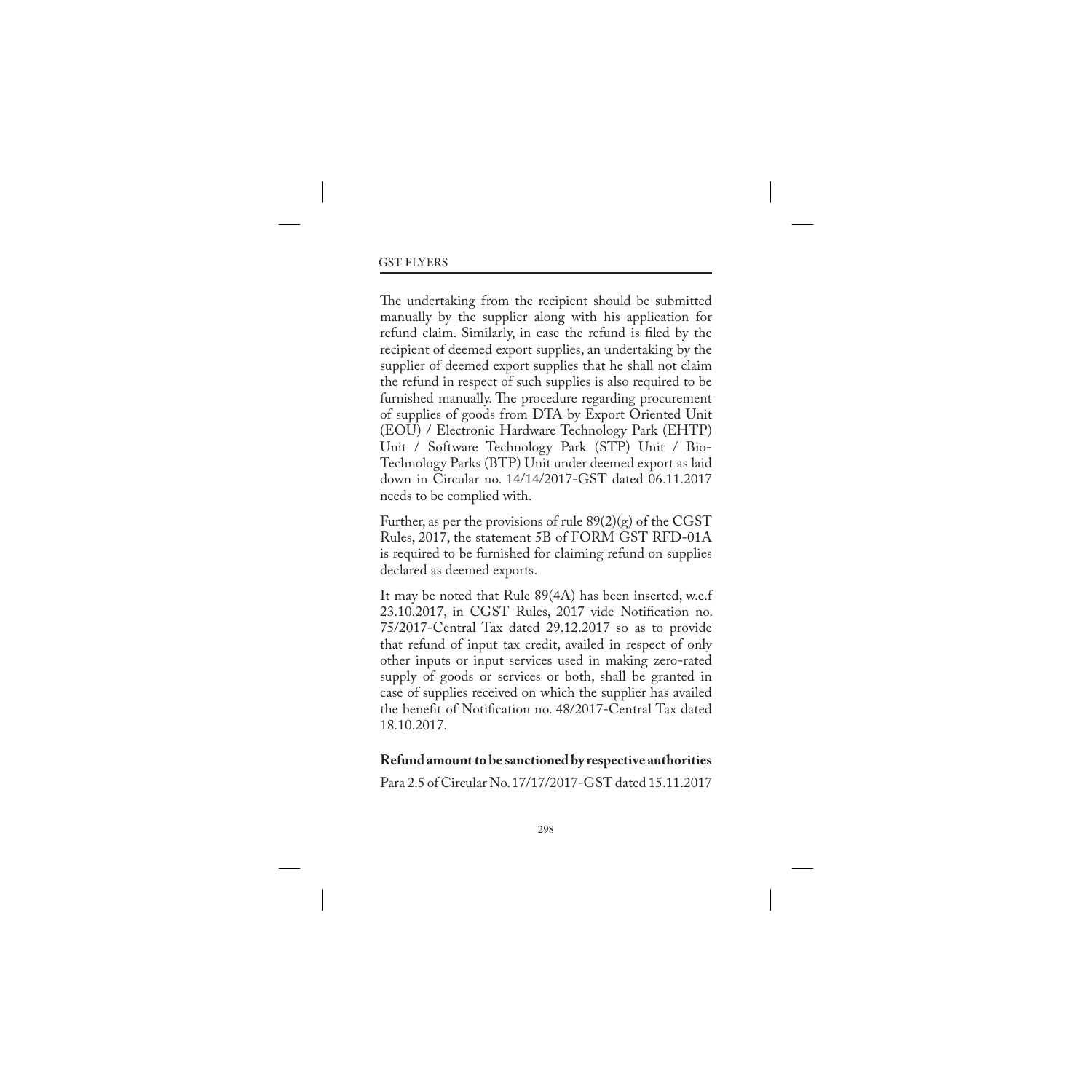The undertaking from the recipient should be submitted manually by the supplier along with his application for refund claim. Similarly, in case the refund is filed by the recipient of deemed export supplies, an undertaking by the supplier of deemed export supplies that he shall not claim the refund in respect of such supplies is also required to be furnished manually. The procedure regarding procurement of supplies of goods from DTA by Export Oriented Unit (EOU) / Electronic Hardware Technology Park (EHTP) Unit / Software Technology Park (STP) Unit / Bio-Technology Parks (BTP) Unit under deemed export as laid down in Circular no. 14/14/2017-GST dated 06.11.2017 needs to be complied with.

Further, as per the provisions of rule 89(2)(g) of the CGST Rules, 2017, the statement 5B of FORM GST RFD-01A is required to be furnished for claiming refund on supplies declared as deemed exports.

It may be noted that Rule 89(4A) has been inserted, w.e.f 23.10.2017, in CGST Rules, 2017 vide Notification no. 75/2017-Central Tax dated 29.12.2017 so as to provide that refund of input tax credit, availed in respect of only other inputs or input services used in making zero-rated supply of goods or services or both, shall be granted in case of supplies received on which the supplier has availed the benefit of Notification no. 48/2017-Central Tax dated 18.10.2017.

**Refund amount to be sanctioned by respective authorities**

Para 2.5 of Circular No. 17/17/2017-GST dated 15.11.2017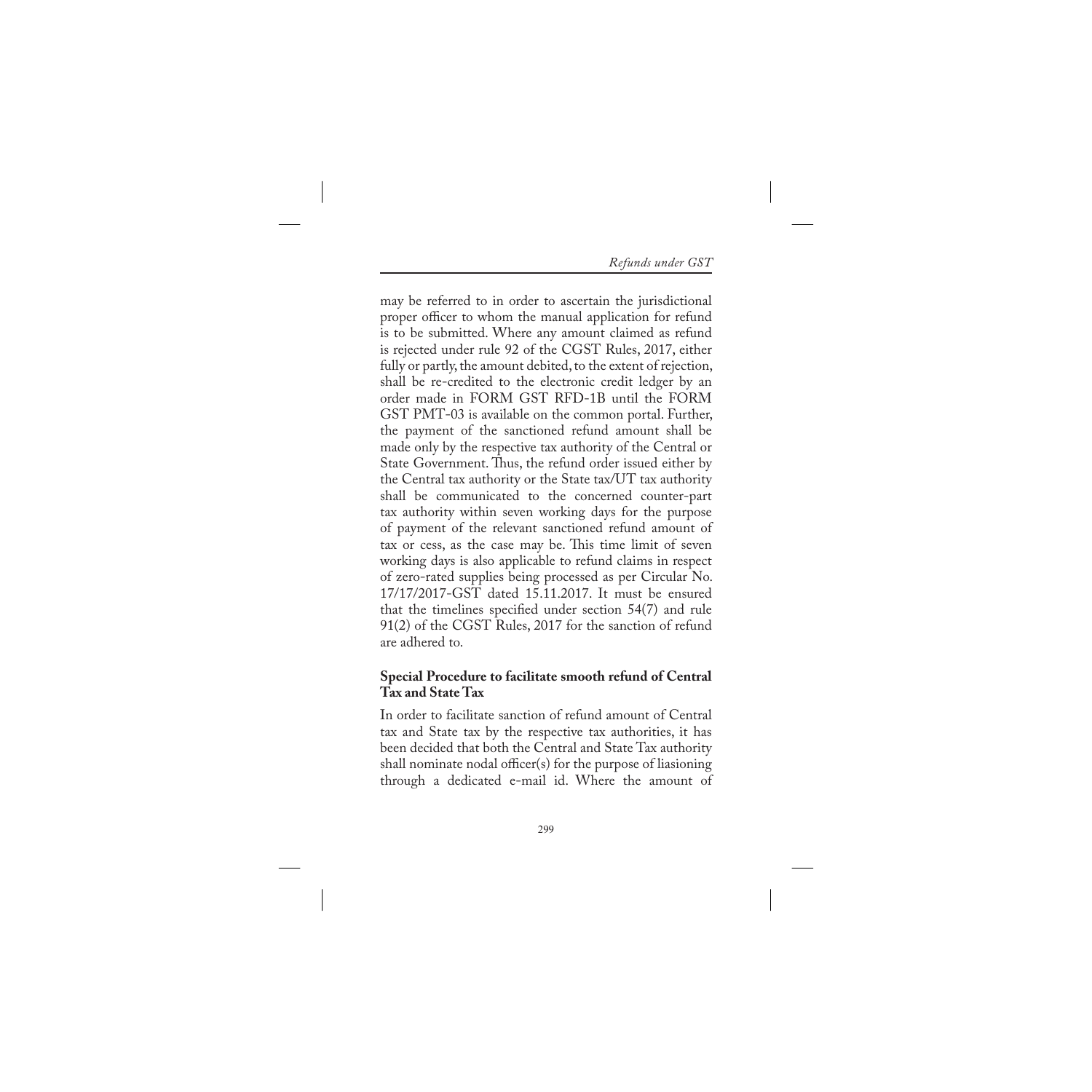may be referred to in order to ascertain the jurisdictional proper officer to whom the manual application for refund is to be submitted. Where any amount claimed as refund is rejected under rule 92 of the CGST Rules, 2017, either fully or partly, the amount debited, to the extent of rejection, shall be re-credited to the electronic credit ledger by an order made in FORM GST RFD-1B until the FORM GST PMT-03 is available on the common portal. Further, the payment of the sanctioned refund amount shall be made only by the respective tax authority of the Central or State Government. Thus, the refund order issued either by the Central tax authority or the State tax/UT tax authority shall be communicated to the concerned counter-part tax authority within seven working days for the purpose of payment of the relevant sanctioned refund amount of tax or cess, as the case may be. This time limit of seven working days is also applicable to refund claims in respect of zero-rated supplies being processed as per Circular No. 17/17/2017-GST dated 15.11.2017. It must be ensured that the timelines specified under section 54(7) and rule 91(2) of the CGST Rules, 2017 for the sanction of refund are adhered to.

**Special Procedure to facilitate smooth refund of Central Tax and State Tax**

In order to facilitate sanction of refund amount of Central tax and State tax by the respective tax authorities, it has been decided that both the Central and State Tax authority shall nominate nodal officer(s) for the purpose of liasioning through a dedicated e-mail id. Where the amount of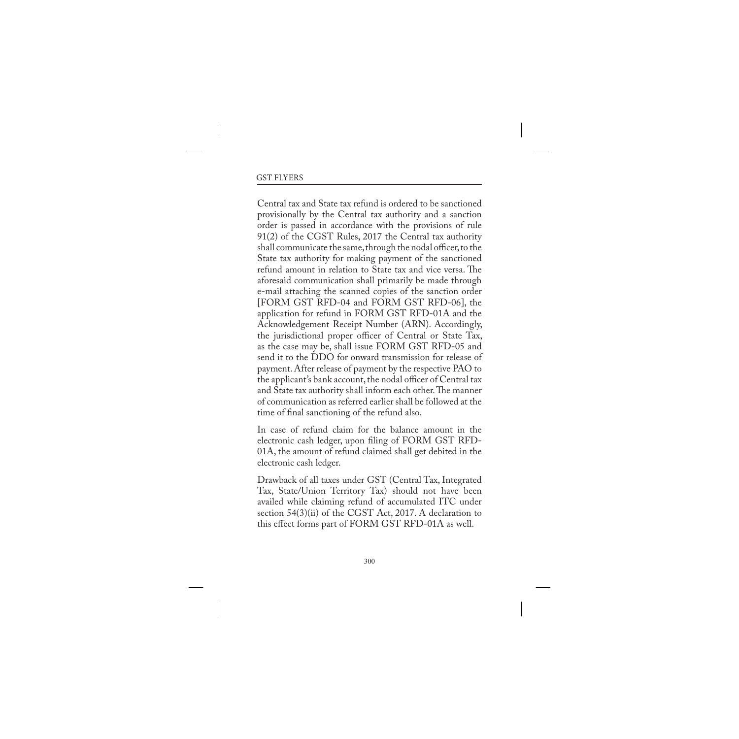Central tax and State tax refund is ordered to be sanctioned provisionally by the Central tax authority and a sanction order is passed in accordance with the provisions of rule 91(2) of the CGST Rules, 2017 the Central tax authority shall communicate the same, through the nodal officer, to the State tax authority for making payment of the sanctioned refund amount in relation to State tax and vice versa. The aforesaid communication shall primarily be made through e-mail attaching the scanned copies of the sanction order [FORM GST RFD-04 and FORM GST RFD-06], the application for refund in FORM GST RFD-01A and the Acknowledgement Receipt Number (ARN). Accordingly, the jurisdictional proper officer of Central or State Tax, as the case may be, shall issue FORM GST RFD-05 and send it to the DDO for onward transmission for release of payment. After release of payment by the respective PAO to the applicant's bank account, the nodal officer of Central tax and State tax authority shall inform each other. The manner of communication as referred earlier shall be followed at the time of final sanctioning of the refund also.

In case of refund claim for the balance amount in the electronic cash ledger, upon filing of FORM GST RFD-01A, the amount of refund claimed shall get debited in the electronic cash ledger.

Drawback of all taxes under GST (Central Tax, Integrated Tax, State/Union Territory Tax) should not have been availed while claiming refund of accumulated ITC under section 54(3)(ii) of the CGST Act, 2017. A declaration to this effect forms part of FORM GST RFD-01A as well.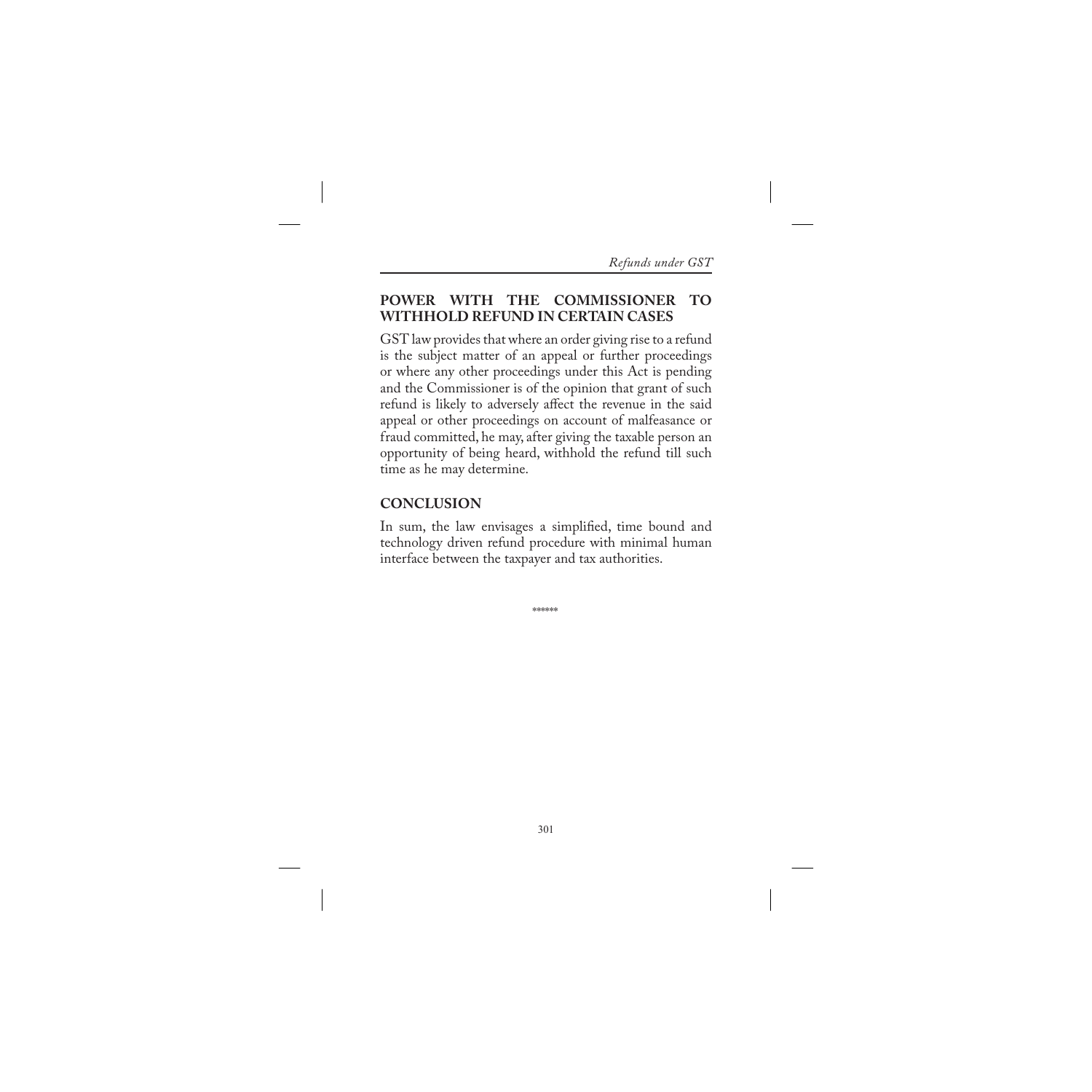## POWER WITH THE COMMISSIONER TO WITHHOLD REFUND IN CERTAIN CASES

GST law provides that where an order giving rise to a refund is the subject matter of an appeal or further proceedings or where any other proceedings under this Act is pending and the Commissioner is of the opinion that grant of such refund is likely to adversely affect the revenue in the said appeal or other proceedings on account of malfeasance or fraud committed, he may, after giving the taxable person an opportunity of being heard, withhold the refund till such time as he may determine.

## CONCLUSION

In sum, the law envisages a simplified, time bound and technology driven refund procedure with minimal human interface between the taxpayer and tax authorities.

******